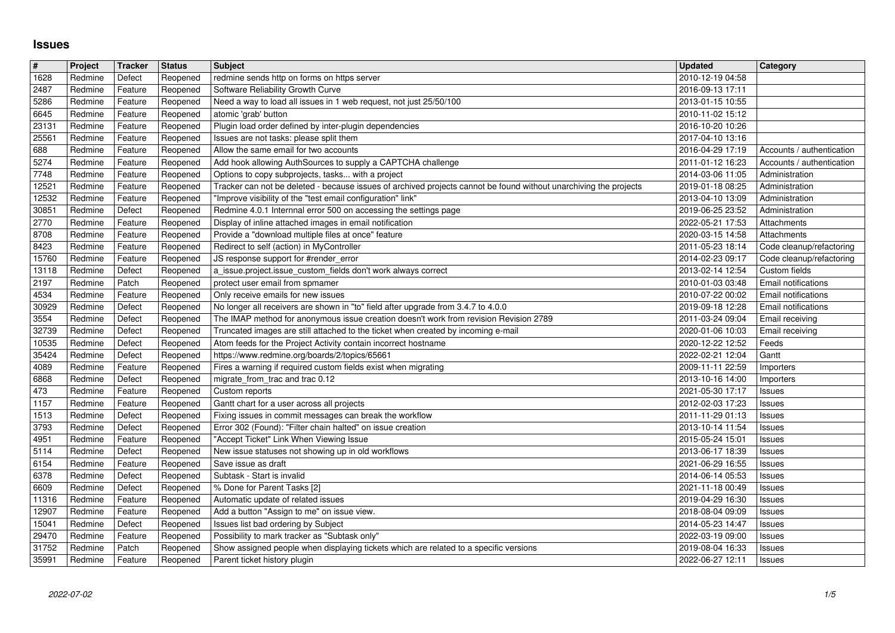# Issues

| # | Project | Tracker | Status | Subject | Updated | Category |
|---|---|---|---|---|---|---|
| 1628 | Redmine | Defect | Reopened | redmine sends http on forms on https server | 2010-12-19 04:58 | |
| 2487 | Redmine | Feature | Reopened | Software Reliability Growth Curve | 2016-09-13 17:11 | |
| 5286 | Redmine | Feature | Reopened | Need a way to load all issues in 1 web request, not just 25/50/100 | 2013-01-15 10:55 | |
| 6645 | Redmine | Feature | Reopened | atomic 'grab' button | 2010-11-02 15:12 | |
| 23131 | Redmine | Feature | Reopened | Plugin load order defined by inter-plugin dependencies | 2016-10-20 10:26 | |
| 25561 | Redmine | Feature | Reopened | Issues are not tasks: please split them | 2017-04-10 13:16 | |
| 688 | Redmine | Feature | Reopened | Allow the same email for two accounts | 2016-04-29 17:19 | Accounts / authentication |
| 5274 | Redmine | Feature | Reopened | Add hook allowing AuthSources to supply a CAPTCHA challenge | 2011-01-12 16:23 | Accounts / authentication |
| 7748 | Redmine | Feature | Reopened | Options to copy subprojects, tasks... with a project | 2014-03-06 11:05 | Administration |
| 12521 | Redmine | Feature | Reopened | Tracker can not be deleted - because issues of archived projects cannot be found without unarchiving the projects | 2019-01-18 08:25 | Administration |
| 12532 | Redmine | Feature | Reopened | "Improve visibility of the "test email configuration" link" | 2013-04-10 13:09 | Administration |
| 30851 | Redmine | Defect | Reopened | Redmine 4.0.1 Internnal error 500 on accessing the settings page | 2019-06-25 23:52 | Administration |
| 2770 | Redmine | Feature | Reopened | Display of inline attached images in email notification | 2022-05-21 17:53 | Attachments |
| 8708 | Redmine | Feature | Reopened | Provide a "download multiple files at once" feature | 2020-03-15 14:58 | Attachments |
| 8423 | Redmine | Feature | Reopened | Redirect to self (action) in MyController | 2011-05-23 18:14 | Code cleanup/refactoring |
| 15760 | Redmine | Feature | Reopened | JS response support for #render_error | 2014-02-23 09:17 | Code cleanup/refactoring |
| 13118 | Redmine | Defect | Reopened | a_issue.project.issue_custom_fields don't work always correct | 2013-02-14 12:54 | Custom fields |
| 2197 | Redmine | Patch | Reopened | protect user email from spmamer | 2010-01-03 03:48 | Email notifications |
| 4534 | Redmine | Feature | Reopened | Only receive emails for new issues | 2010-07-22 00:02 | Email notifications |
| 30929 | Redmine | Defect | Reopened | No longer all receivers are shown in "to" field after upgrade from 3.4.7 to 4.0.0 | 2019-09-18 12:28 | Email notifications |
| 3554 | Redmine | Defect | Reopened | The IMAP method for anonymous issue creation doesn't work from revision Revision 2789 | 2011-03-24 09:04 | Email receiving |
| 32739 | Redmine | Defect | Reopened | Truncated images are still attached to the ticket when created by incoming e-mail | 2020-01-06 10:03 | Email receiving |
| 10535 | Redmine | Defect | Reopened | Atom feeds for the Project Activity contain incorrect hostname | 2020-12-22 12:52 | Feeds |
| 35424 | Redmine | Defect | Reopened | https://www.redmine.org/boards/2/topics/65661 | 2022-02-21 12:04 | Gantt |
| 4089 | Redmine | Feature | Reopened | Fires a warning if required custom fields exist when migrating | 2009-11-11 22:59 | Importers |
| 6868 | Redmine | Defect | Reopened | migrate_from_trac and trac 0.12 | 2013-10-16 14:00 | Importers |
| 473 | Redmine | Feature | Reopened | Custom reports | 2021-05-30 17:17 | Issues |
| 1157 | Redmine | Feature | Reopened | Gantt chart for a user across all projects | 2012-02-03 17:23 | Issues |
| 1513 | Redmine | Defect | Reopened | Fixing issues in commit messages can break the workflow | 2011-11-29 01:13 | Issues |
| 3793 | Redmine | Defect | Reopened | Error 302 (Found): "Filter chain halted" on issue creation | 2013-10-14 11:54 | Issues |
| 4951 | Redmine | Feature | Reopened | "Accept Ticket" Link When Viewing Issue | 2015-05-24 15:01 | Issues |
| 5114 | Redmine | Defect | Reopened | New issue statuses not showing up in old workflows | 2013-06-17 18:39 | Issues |
| 6154 | Redmine | Feature | Reopened | Save issue as draft | 2021-06-29 16:55 | Issues |
| 6378 | Redmine | Defect | Reopened | Subtask - Start is invalid | 2014-06-14 05:53 | Issues |
| 6609 | Redmine | Defect | Reopened | % Done for Parent Tasks [2] | 2021-11-18 00:49 | Issues |
| 11316 | Redmine | Feature | Reopened | Automatic update of related issues | 2019-04-29 16:30 | Issues |
| 12907 | Redmine | Feature | Reopened | Add a button "Assign to me" on issue view. | 2018-08-04 09:09 | Issues |
| 15041 | Redmine | Defect | Reopened | Issues list bad ordering by Subject | 2014-05-23 14:47 | Issues |
| 29470 | Redmine | Feature | Reopened | Possibility to mark tracker as "Subtask only" | 2022-03-19 09:00 | Issues |
| 31752 | Redmine | Patch | Reopened | Show assigned people when displaying tickets which are related to a specific versions | 2019-08-04 16:33 | Issues |
| 35991 | Redmine | Feature | Reopened | Parent ticket history plugin | 2022-06-27 12:11 | Issues |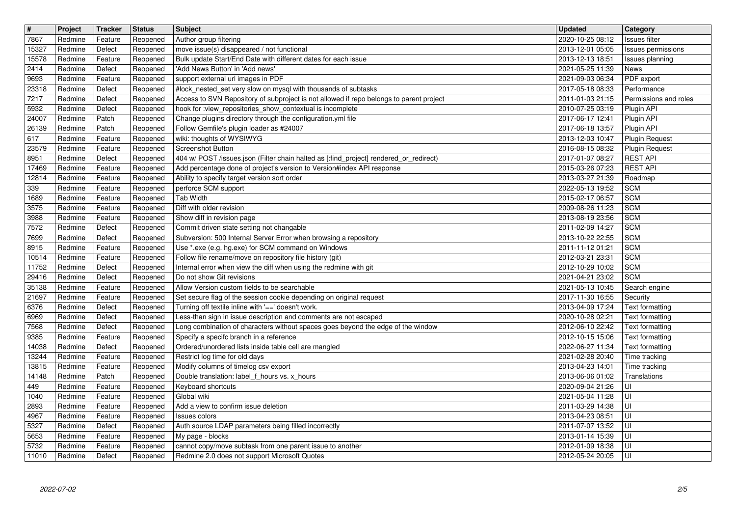| # | Project | Tracker | Status | Subject | Updated | Category |
|---|---|---|---|---|---|---|
| 7867 | Redmine | Feature | Reopened | Author group filtering | 2020-10-25 08:12 | Issues filter |
| 15327 | Redmine | Defect | Reopened | move issue(s) disappeared / not functional | 2013-12-01 05:05 | Issues permissions |
| 15578 | Redmine | Feature | Reopened | Bulk update Start/End Date with different dates for each issue | 2013-12-13 18:51 | Issues planning |
| 2414 | Redmine | Defect | Reopened | 'Add News Button' in 'Add news' | 2021-05-25 11:39 | News |
| 9693 | Redmine | Feature | Reopened | support external url images in PDF | 2021-09-03 06:34 | PDF export |
| 23318 | Redmine | Defect | Reopened | #lock_nested_set very slow on mysql with thousands of subtasks | 2017-05-18 08:33 | Performance |
| 7217 | Redmine | Defect | Reopened | Access to SVN Repository of subproject is not allowed if repo belongs to parent project | 2011-01-03 21:15 | Permissions and roles |
| 5932 | Redmine | Defect | Reopened | hook for :view_repositories_show_contextual is incomplete | 2010-07-25 03:19 | Plugin API |
| 24007 | Redmine | Patch | Reopened | Change plugins directory through the configuration.yml file | 2017-06-17 12:41 | Plugin API |
| 26139 | Redmine | Patch | Reopened | Follow Gemfile's plugin loader as #24007 | 2017-06-18 13:57 | Plugin API |
| 617 | Redmine | Feature | Reopened | wiki: thoughts of WYSIWYG | 2013-12-03 10:47 | Plugin Request |
| 23579 | Redmine | Feature | Reopened | Screenshot Button | 2016-08-15 08:32 | Plugin Request |
| 8951 | Redmine | Defect | Reopened | 404 w/ POST /issues.json (Filter chain halted as [:find_project] rendered_or_redirect) | 2017-01-07 08:27 | REST API |
| 17469 | Redmine | Feature | Reopened | Add percentage done of project's version to Version#index API response | 2015-03-26 07:23 | REST API |
| 12814 | Redmine | Feature | Reopened | Ability to specify target version sort order | 2013-03-27 21:39 | Roadmap |
| 339 | Redmine | Feature | Reopened | perforce SCM support | 2022-05-13 19:52 | SCM |
| 1689 | Redmine | Feature | Reopened | Tab Width | 2015-02-17 06:57 | SCM |
| 3575 | Redmine | Feature | Reopened | Diff with older revision | 2009-08-26 11:23 | SCM |
| 3988 | Redmine | Feature | Reopened | Show diff in revision page | 2013-08-19 23:56 | SCM |
| 7572 | Redmine | Defect | Reopened | Commit driven state setting not changable | 2011-02-09 14:27 | SCM |
| 7699 | Redmine | Defect | Reopened | Subversion: 500 Internal Server Error when browsing a repository | 2013-10-22 22:55 | SCM |
| 8915 | Redmine | Feature | Reopened | Use *.exe (e.g. hg.exe) for SCM command on Windows | 2011-11-12 01:21 | SCM |
| 10514 | Redmine | Feature | Reopened | Follow file rename/move on repository file history (git) | 2012-03-21 23:31 | SCM |
| 11752 | Redmine | Defect | Reopened | Internal error when view the diff when using the redmine with git | 2012-10-29 10:02 | SCM |
| 29416 | Redmine | Defect | Reopened | Do not show Git revisions | 2021-04-21 23:02 | SCM |
| 35138 | Redmine | Feature | Reopened | Allow Version custom fields to be searchable | 2021-05-13 10:45 | Search engine |
| 21697 | Redmine | Feature | Reopened | Set secure flag of the session cookie depending on original request | 2017-11-30 16:55 | Security |
| 6376 | Redmine | Defect | Reopened | Turning off textile inline with '==' doesn't work. | 2013-04-09 17:24 | Text formatting |
| 6969 | Redmine | Defect | Reopened | Less-than sign in issue description and comments are not escaped | 2020-10-28 02:21 | Text formatting |
| 7568 | Redmine | Defect | Reopened | Long combination of characters without spaces goes beyond the edge of the window | 2012-06-10 22:42 | Text formatting |
| 9385 | Redmine | Feature | Reopened | Specify a specifc branch in a reference | 2012-10-15 15:06 | Text formatting |
| 14038 | Redmine | Defect | Reopened | Ordered/unordered lists inside table cell are mangled | 2022-06-27 11:34 | Text formatting |
| 13244 | Redmine | Feature | Reopened | Restrict log time for old days | 2021-02-28 20:40 | Time tracking |
| 13815 | Redmine | Feature | Reopened | Modify columns of timelog csv export | 2013-04-23 14:01 | Time tracking |
| 14148 | Redmine | Patch | Reopened | Double translation: label_f_hours vs. x_hours | 2013-06-06 01:02 | Translations |
| 449 | Redmine | Feature | Reopened | Keyboard shortcuts | 2020-09-04 21:26 | UI |
| 1040 | Redmine | Feature | Reopened | Global wiki | 2021-05-04 11:28 | UI |
| 2893 | Redmine | Feature | Reopened | Add a view to confirm issue deletion | 2011-03-29 14:38 | UI |
| 4967 | Redmine | Feature | Reopened | Issues colors | 2013-04-23 08:51 | UI |
| 5327 | Redmine | Defect | Reopened | Auth source LDAP parameters being filled incorrectly | 2011-07-07 13:52 | UI |
| 5653 | Redmine | Feature | Reopened | My page - blocks | 2013-01-14 15:39 | UI |
| 5732 | Redmine | Feature | Reopened | cannot copy/move subtask from one parent issue to another | 2012-01-09 18:38 | UI |
| 11010 | Redmine | Defect | Reopened | Redmine 2.0 does not support Microsoft Quotes | 2012-05-24 20:05 | UI |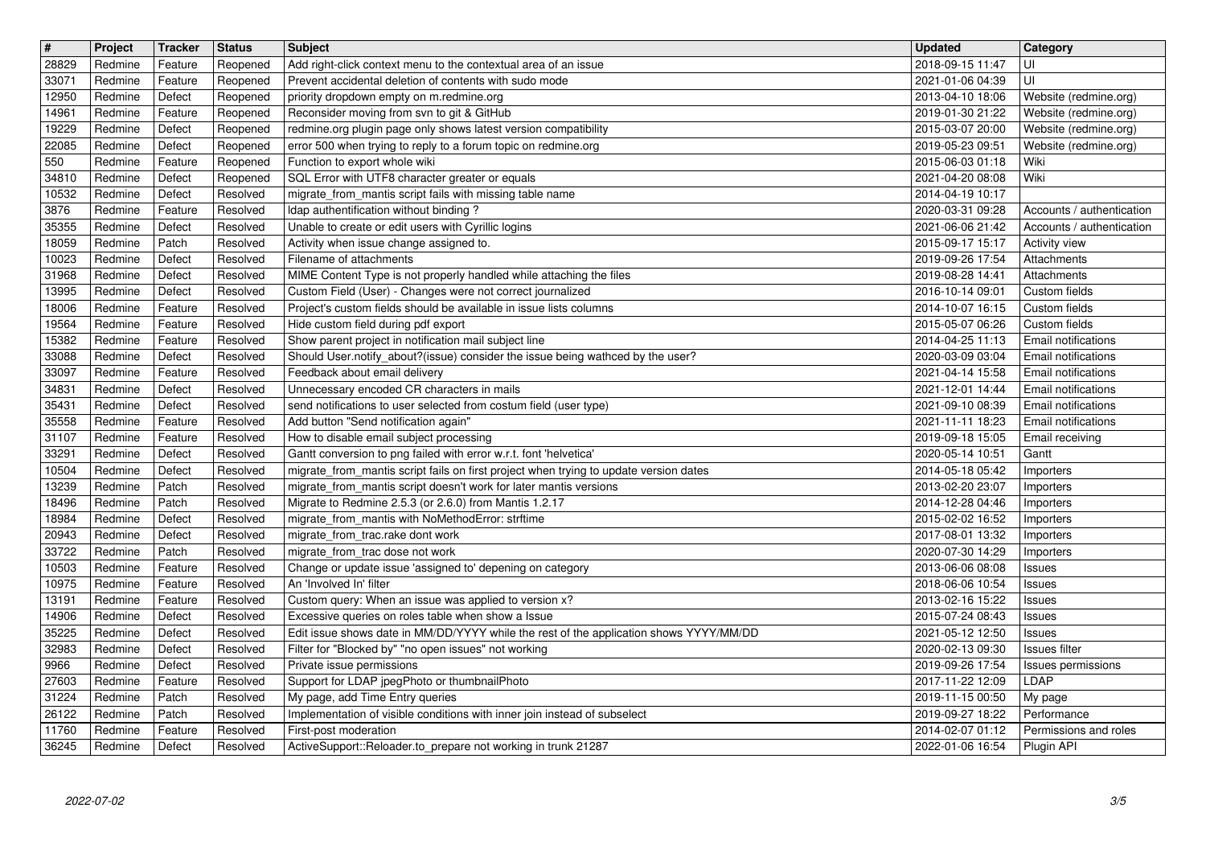| # | Project | Tracker | Status | Subject | Updated | Category |
| --- | --- | --- | --- | --- | --- | --- |
| 28829 | Redmine | Feature | Reopened | Add right-click context menu to the contextual area of an issue | 2018-09-15 11:47 | UI |
| 33071 | Redmine | Feature | Reopened | Prevent accidental deletion of contents with sudo mode | 2021-01-06 04:39 | UI |
| 12950 | Redmine | Defect | Reopened | priority dropdown empty on m.redmine.org | 2013-04-10 18:06 | Website (redmine.org) |
| 14961 | Redmine | Feature | Reopened | Reconsider moving from svn to git & GitHub | 2019-01-30 21:22 | Website (redmine.org) |
| 19229 | Redmine | Defect | Reopened | redmine.org plugin page only shows latest version compatibility | 2015-03-07 20:00 | Website (redmine.org) |
| 22085 | Redmine | Defect | Reopened | error 500 when trying to reply to a forum topic on redmine.org | 2019-05-23 09:51 | Website (redmine.org) |
| 550 | Redmine | Feature | Reopened | Function to export whole wiki | 2015-06-03 01:18 | Wiki |
| 34810 | Redmine | Defect | Reopened | SQL Error with UTF8 character greater or equals | 2021-04-20 08:08 | Wiki |
| 10532 | Redmine | Defect | Resolved | migrate_from_mantis script fails with missing table name | 2014-04-19 10:17 | |
| 3876 | Redmine | Feature | Resolved | ldap authentification without binding ? | 2020-03-31 09:28 | Accounts / authentication |
| 35355 | Redmine | Defect | Resolved | Unable to create or edit users with Cyrillic logins | 2021-06-06 21:42 | Accounts / authentication |
| 18059 | Redmine | Patch | Resolved | Activity when issue change assigned to. | 2015-09-17 15:17 | Activity view |
| 10023 | Redmine | Defect | Resolved | Filename of attachments | 2019-09-26 17:54 | Attachments |
| 31968 | Redmine | Defect | Resolved | MIME Content Type is not properly handled while attaching the files | 2019-08-28 14:41 | Attachments |
| 13995 | Redmine | Defect | Resolved | Custom Field (User) - Changes were not correct journalized | 2016-10-14 09:01 | Custom fields |
| 18006 | Redmine | Feature | Resolved | Project's custom fields should be available in issue lists columns | 2014-10-07 16:15 | Custom fields |
| 19564 | Redmine | Feature | Resolved | Hide custom field during pdf export | 2015-05-07 06:26 | Custom fields |
| 15382 | Redmine | Feature | Resolved | Show parent project in notification mail subject line | 2014-04-25 11:13 | Email notifications |
| 33088 | Redmine | Defect | Resolved | Should User.notify_about?(issue) consider the issue being wathced by the user? | 2020-03-09 03:04 | Email notifications |
| 33097 | Redmine | Feature | Resolved | Feedback about email delivery | 2021-04-14 15:58 | Email notifications |
| 34831 | Redmine | Defect | Resolved | Unnecessary encoded CR characters in mails | 2021-12-01 14:44 | Email notifications |
| 35431 | Redmine | Defect | Resolved | send notifications to user selected from costum field (user type) | 2021-09-10 08:39 | Email notifications |
| 35558 | Redmine | Feature | Resolved | Add button "Send notification again" | 2021-11-11 18:23 | Email notifications |
| 31107 | Redmine | Feature | Resolved | How to disable email subject processing | 2019-09-18 15:05 | Email receiving |
| 33291 | Redmine | Defect | Resolved | Gantt conversion to png failed with error w.r.t. font 'helvetica' | 2020-05-14 10:51 | Gantt |
| 10504 | Redmine | Defect | Resolved | migrate_from_mantis script fails on first project when trying to update version dates | 2014-05-18 05:42 | Importers |
| 13239 | Redmine | Patch | Resolved | migrate_from_mantis script doesn't work for later mantis versions | 2013-02-20 23:07 | Importers |
| 18496 | Redmine | Patch | Resolved | Migrate to Redmine 2.5.3 (or 2.6.0) from Mantis 1.2.17 | 2014-12-28 04:46 | Importers |
| 18984 | Redmine | Defect | Resolved | migrate_from_mantis with NoMethodError: strftime | 2015-02-02 16:52 | Importers |
| 20943 | Redmine | Defect | Resolved | migrate_from_trac.rake dont work | 2017-08-01 13:32 | Importers |
| 33722 | Redmine | Patch | Resolved | migrate_from_trac dose not work | 2020-07-30 14:29 | Importers |
| 10503 | Redmine | Feature | Resolved | Change or update issue 'assigned to' depening on category | 2013-06-06 08:08 | Issues |
| 10975 | Redmine | Feature | Resolved | An 'Involved In' filter | 2018-06-06 10:54 | Issues |
| 13191 | Redmine | Feature | Resolved | Custom query: When an issue was applied to version x? | 2013-02-16 15:22 | Issues |
| 14906 | Redmine | Defect | Resolved | Excessive queries on roles table when show a Issue | 2015-07-24 08:43 | Issues |
| 35225 | Redmine | Defect | Resolved | Edit issue shows date in MM/DD/YYYY while the rest of the application shows YYYY/MM/DD | 2021-05-12 12:50 | Issues |
| 32983 | Redmine | Defect | Resolved | Filter for "Blocked by" "no open issues" not working | 2020-02-13 09:30 | Issues filter |
| 9966 | Redmine | Defect | Resolved | Private issue permissions | 2019-09-26 17:54 | Issues permissions |
| 27603 | Redmine | Feature | Resolved | Support for LDAP jpegPhoto or thumbnailPhoto | 2017-11-22 12:09 | LDAP |
| 31224 | Redmine | Patch | Resolved | My page, add Time Entry queries | 2019-11-15 00:50 | My page |
| 26122 | Redmine | Patch | Resolved | Implementation of visible conditions with inner join instead of subselect | 2019-09-27 18:22 | Performance |
| 11760 | Redmine | Feature | Resolved | First-post moderation | 2014-02-07 01:12 | Permissions and roles |
| 36245 | Redmine | Defect | Resolved | ActiveSupport::Reloader.to_prepare not working in trunk 21287 | 2022-01-06 16:54 | Plugin API |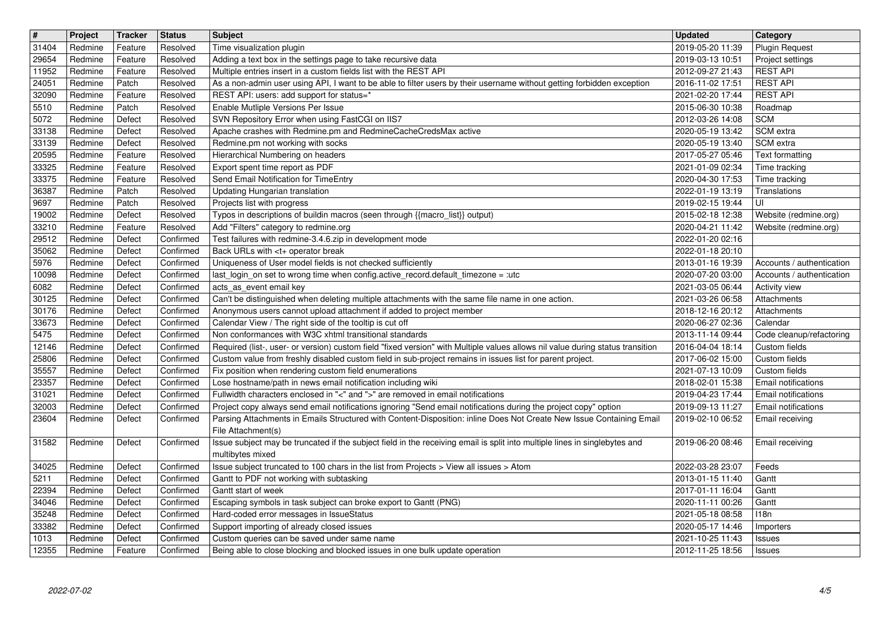| # | Project | Tracker | Status | Subject | Updated | Category |
|---|---|---|---|---|---|---|
| 31404 | Redmine | Feature | Resolved | Time visualization plugin | 2019-05-20 11:39 | Plugin Request |
| 29654 | Redmine | Feature | Resolved | Adding a text box in the settings page to take recursive data | 2019-03-13 10:51 | Project settings |
| 11952 | Redmine | Feature | Resolved | Multiple entries insert in a custom fields list with the REST API | 2012-09-27 21:43 | REST API |
| 24051 | Redmine | Patch | Resolved | As a non-admin user using API, I want to be able to filter users by their username without getting forbidden exception | 2016-11-02 17:51 | REST API |
| 32090 | Redmine | Feature | Resolved | REST API: users: add support for status=* | 2021-02-20 17:44 | REST API |
| 5510 | Redmine | Patch | Resolved | Enable Mutliple Versions Per Issue | 2015-06-30 10:38 | Roadmap |
| 5072 | Redmine | Defect | Resolved | SVN Repository Error when using FastCGI on IIS7 | 2012-03-26 14:08 | SCM |
| 33138 | Redmine | Defect | Resolved | Apache crashes with Redmine.pm and RedmineCacheCredsMax active | 2020-05-19 13:42 | SCM extra |
| 33139 | Redmine | Defect | Resolved | Redmine.pm not working with socks | 2020-05-19 13:40 | SCM extra |
| 20595 | Redmine | Feature | Resolved | Hierarchical Numbering on headers | 2017-05-27 05:46 | Text formatting |
| 33325 | Redmine | Feature | Resolved | Export spent time report as PDF | 2021-01-09 02:34 | Time tracking |
| 33375 | Redmine | Feature | Resolved | Send Email Notification for TimeEntry | 2020-04-30 17:53 | Time tracking |
| 36387 | Redmine | Patch | Resolved | Updating Hungarian translation | 2022-01-19 13:19 | Translations |
| 9697 | Redmine | Patch | Resolved | Projects list with progress | 2019-02-15 19:44 | UI |
| 19002 | Redmine | Defect | Resolved | Typos in descriptions of buildin macros (seen through {{macro_list}} output) | 2015-02-18 12:38 | Website (redmine.org) |
| 33210 | Redmine | Feature | Resolved | Add "Filters" category to redmine.org | 2020-04-21 11:42 | Website (redmine.org) |
| 29512 | Redmine | Defect | Confirmed | Test failures with redmine-3.4.6.zip in development mode | 2022-01-20 02:16 | |
| 35062 | Redmine | Defect | Confirmed | Back URLs with <t+ operator break | 2022-01-18 20:10 | |
| 5976 | Redmine | Defect | Confirmed | Uniqueness of User model fields is not checked sufficiently | 2013-01-16 19:39 | Accounts / authentication |
| 10098 | Redmine | Defect | Confirmed | last_login_on set to wrong time when config.active_record.default_timezone = :utc | 2020-07-20 03:00 | Accounts / authentication |
| 6082 | Redmine | Defect | Confirmed | acts_as_event email key | 2021-03-05 06:44 | Activity view |
| 30125 | Redmine | Defect | Confirmed | Can't be distinguished when deleting multiple attachments with the same file name in one action. | 2021-03-26 06:58 | Attachments |
| 30176 | Redmine | Defect | Confirmed | Anonymous users cannot upload attachment if added to project member | 2018-12-16 20:12 | Attachments |
| 33673 | Redmine | Defect | Confirmed | Calendar View / The right side of the tooltip is cut off | 2020-06-27 02:36 | Calendar |
| 5475 | Redmine | Defect | Confirmed | Non conformances with W3C xhtml transitional standards | 2013-11-14 09:44 | Code cleanup/refactoring |
| 12146 | Redmine | Defect | Confirmed | Required (list-, user- or version) custom field "fixed version" with Multiple values allows nil value during status transition | 2016-04-04 18:14 | Custom fields |
| 25806 | Redmine | Defect | Confirmed | Custom value from freshly disabled custom field in sub-project remains in issues list for parent project. | 2017-06-02 15:00 | Custom fields |
| 35557 | Redmine | Defect | Confirmed | Fix position when rendering custom field enumerations | 2021-07-13 10:09 | Custom fields |
| 23357 | Redmine | Defect | Confirmed | Lose hostname/path in news email notification including wiki | 2018-02-01 15:38 | Email notifications |
| 31021 | Redmine | Defect | Confirmed | Fullwidth characters enclosed in "<" and ">" are removed in email notifications | 2019-04-23 17:44 | Email notifications |
| 32003 | Redmine | Defect | Confirmed | Project copy always send email notifications ignoring "Send email notifications during the project copy" option | 2019-09-13 11:27 | Email notifications |
| 23604 | Redmine | Defect | Confirmed | Parsing Attachments in Emails Structured with Content-Disposition: inline Does Not Create New Issue Containing Email File Attachment(s) | 2019-02-10 06:52 | Email receiving |
| 31582 | Redmine | Defect | Confirmed | Issue subject may be truncated if the subject field in the receiving email is split into multiple lines in singlebytes and multibytes mixed | 2019-06-20 08:46 | Email receiving |
| 34025 | Redmine | Defect | Confirmed | Issue subject truncated to 100 chars in the list from Projects > View all issues > Atom | 2022-03-28 23:07 | Feeds |
| 5211 | Redmine | Defect | Confirmed | Gantt to PDF not working with subtasking | 2013-01-15 11:40 | Gantt |
| 22394 | Redmine | Defect | Confirmed | Gantt start of week | 2017-01-11 16:04 | Gantt |
| 34046 | Redmine | Defect | Confirmed | Escaping symbols in task subject can broke export to Gantt (PNG) | 2020-11-11 00:26 | Gantt |
| 35248 | Redmine | Defect | Confirmed | Hard-coded error messages in IssueStatus | 2021-05-18 08:58 | I18n |
| 33382 | Redmine | Defect | Confirmed | Support importing of already closed issues | 2020-05-17 14:46 | Importers |
| 1013 | Redmine | Defect | Confirmed | Custom queries can be saved under same name | 2021-10-25 11:43 | Issues |
| 12355 | Redmine | Feature | Confirmed | Being able to close blocking and blocked issues in one bulk update operation | 2012-11-25 18:56 | Issues |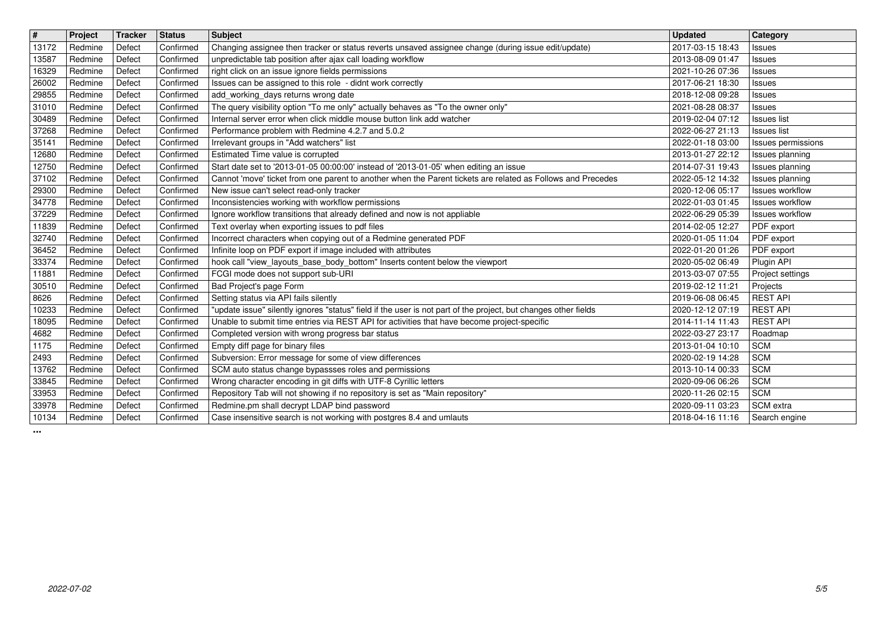| # | Project | Tracker | Status | Subject | Updated | Category |
|---|---|---|---|---|---|---|
| 13172 | Redmine | Defect | Confirmed | Changing assignee then tracker or status reverts unsaved assignee change (during issue edit/update) | 2017-03-15 18:43 | Issues |
| 13587 | Redmine | Defect | Confirmed | unpredictable tab position after ajax call loading workflow | 2013-08-09 01:47 | Issues |
| 16329 | Redmine | Defect | Confirmed | right click on an issue ignore fields permissions | 2021-10-26 07:36 | Issues |
| 26002 | Redmine | Defect | Confirmed | Issues can be assigned to this role - didnt work correctly | 2017-06-21 18:30 | Issues |
| 29855 | Redmine | Defect | Confirmed | add_working_days returns wrong date | 2018-12-08 09:28 | Issues |
| 31010 | Redmine | Defect | Confirmed | The query visibility option "To me only" actually behaves as "To the owner only" | 2021-08-28 08:37 | Issues |
| 30489 | Redmine | Defect | Confirmed | Internal server error when click middle mouse button link add watcher | 2019-02-04 07:12 | Issues list |
| 37268 | Redmine | Defect | Confirmed | Performance problem with Redmine 4.2.7 and 5.0.2 | 2022-06-27 21:13 | Issues list |
| 35141 | Redmine | Defect | Confirmed | Irrelevant groups in "Add watchers" list | 2022-01-18 03:00 | Issues permissions |
| 12680 | Redmine | Defect | Confirmed | Estimated Time value is corrupted | 2013-01-27 22:12 | Issues planning |
| 12750 | Redmine | Defect | Confirmed | Start date set to '2013-01-05 00:00:00' instead of '2013-01-05' when editing an issue | 2014-07-31 19:43 | Issues planning |
| 37102 | Redmine | Defect | Confirmed | Cannot 'move' ticket from one parent to another when the Parent tickets are related as Follows and Precedes | 2022-05-12 14:32 | Issues planning |
| 29300 | Redmine | Defect | Confirmed | New issue can't select read-only tracker | 2020-12-06 05:17 | Issues workflow |
| 34778 | Redmine | Defect | Confirmed | Inconsistencies working with workflow permissions | 2022-01-03 01:45 | Issues workflow |
| 37229 | Redmine | Defect | Confirmed | Ignore workflow transitions that already defined and now is not appliable | 2022-06-29 05:39 | Issues workflow |
| 11839 | Redmine | Defect | Confirmed | Text overlay when exporting issues to pdf files | 2014-02-05 12:27 | PDF export |
| 32740 | Redmine | Defect | Confirmed | Incorrect characters when copying out of a Redmine generated PDF | 2020-01-05 11:04 | PDF export |
| 36452 | Redmine | Defect | Confirmed | Infinite loop on PDF export if image included with attributes | 2022-01-20 01:26 | PDF export |
| 33374 | Redmine | Defect | Confirmed | hook call "view_layouts_base_body_bottom" Inserts content below the viewport | 2020-05-02 06:49 | Plugin API |
| 11881 | Redmine | Defect | Confirmed | FCGI mode does not support sub-URI | 2013-03-07 07:55 | Project settings |
| 30510 | Redmine | Defect | Confirmed | Bad Project's page Form | 2019-02-12 11:21 | Projects |
| 8626 | Redmine | Defect | Confirmed | Setting status via API fails silently | 2019-06-08 06:45 | REST API |
| 10233 | Redmine | Defect | Confirmed | "update issue" silently ignores "status" field if the user is not part of the project, but changes other fields | 2020-12-12 07:19 | REST API |
| 18095 | Redmine | Defect | Confirmed | Unable to submit time entries via REST API for activities that have become project-specific | 2014-11-14 11:43 | REST API |
| 4682 | Redmine | Defect | Confirmed | Completed version with wrong progress bar status | 2022-03-27 23:17 | Roadmap |
| 1175 | Redmine | Defect | Confirmed | Empty diff page for binary files | 2013-01-04 10:10 | SCM |
| 2493 | Redmine | Defect | Confirmed | Subversion: Error message for some of view differences | 2020-02-19 14:28 | SCM |
| 13762 | Redmine | Defect | Confirmed | SCM auto status change bypassses roles and permissions | 2013-10-14 00:33 | SCM |
| 33845 | Redmine | Defect | Confirmed | Wrong character encoding in git diffs with UTF-8 Cyrillic letters | 2020-09-06 06:26 | SCM |
| 33953 | Redmine | Defect | Confirmed | Repository Tab will not showing if no repository is set as "Main repository" | 2020-11-26 02:15 | SCM |
| 33978 | Redmine | Defect | Confirmed | Redmine.pm shall decrypt LDAP bind password | 2020-09-11 03:23 | SCM extra |
| 10134 | Redmine | Defect | Confirmed | Case insensitive search is not working with postgres 8.4 and umlauts | 2018-04-16 11:16 | Search engine |

...